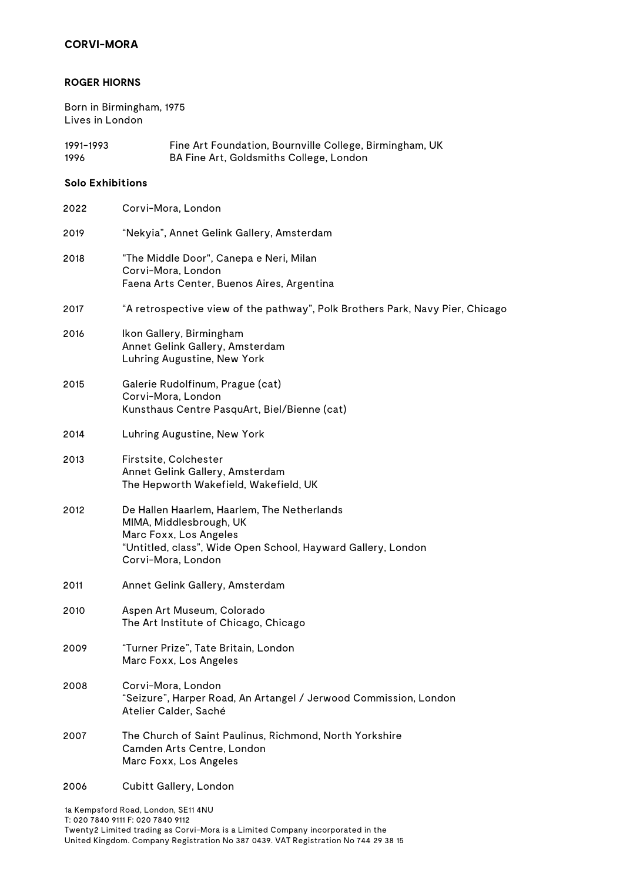**CORVI-MORA**

## ROGER HIORNS

Born in Birmingham, 1975
Lives in London

| | |
|---|---|
| 1991-1993 | Fine Art Foundation, Bournville College, Birmingham, UK |
| 1996 | BA Fine Art, Goldsmiths College, London |

### Solo Exhibitions

| | |
|---|---|
| 2022 | Corvi-Mora, London |
| 2019 | “Nekyia”, Annet Gelink Gallery, Amsterdam |
| 2018 | "The Middle Door", Canepa e Neri, Milan<br>Corvi-Mora, London<br>Faena Arts Center, Buenos Aires, Argentina |
| 2017 | “A retrospective view of the pathway”, Polk Brothers Park, Navy Pier, Chicago |
| 2016 | Ikon Gallery, Birmingham<br>Annet Gelink Gallery, Amsterdam<br>Luhring Augustine, New York |
| 2015 | Galerie Rudolfinum, Prague (cat)<br>Corvi-Mora, London<br>Kunsthaus Centre PasquArt, Biel/Bienne (cat) |
| 2014 | Luhring Augustine, New York |
| 2013 | Firstsite, Colchester<br>Annet Gelink Gallery, Amsterdam<br>The Hepworth Wakefield, Wakefield, UK |
| 2012 | De Hallen Haarlem, Haarlem, The Netherlands<br>MIMA, Middlesbrough, UK<br>Marc Foxx, Los Angeles<br>“Untitled, class”, Wide Open School, Hayward Gallery, London<br>Corvi-Mora, London |
| 2011 | Annet Gelink Gallery, Amsterdam |
| 2010 | Aspen Art Museum, Colorado<br>The Art Institute of Chicago, Chicago |
| 2009 | “Turner Prize”, Tate Britain, London<br>Marc Foxx, Los Angeles |
| 2008 | Corvi-Mora, London<br>“Seizure”, Harper Road, An Artangel / Jerwood Commission, London<br>Atelier Calder, Saché |
| 2007 | The Church of Saint Paulinus, Richmond, North Yorkshire<br>Camden Arts Centre, London<br>Marc Foxx, Los Angeles |
| 2006 | Cubitt Gallery, London |

1a Kempsford Road, London, SE11 4NU
T: 020 7840 9111 F: 020 7840 9112
Twenty2 Limited trading as Corvi-Mora is a Limited Company incorporated in the United Kingdom. Company Registration No 387 0439. VAT Registration No 744 29 38 15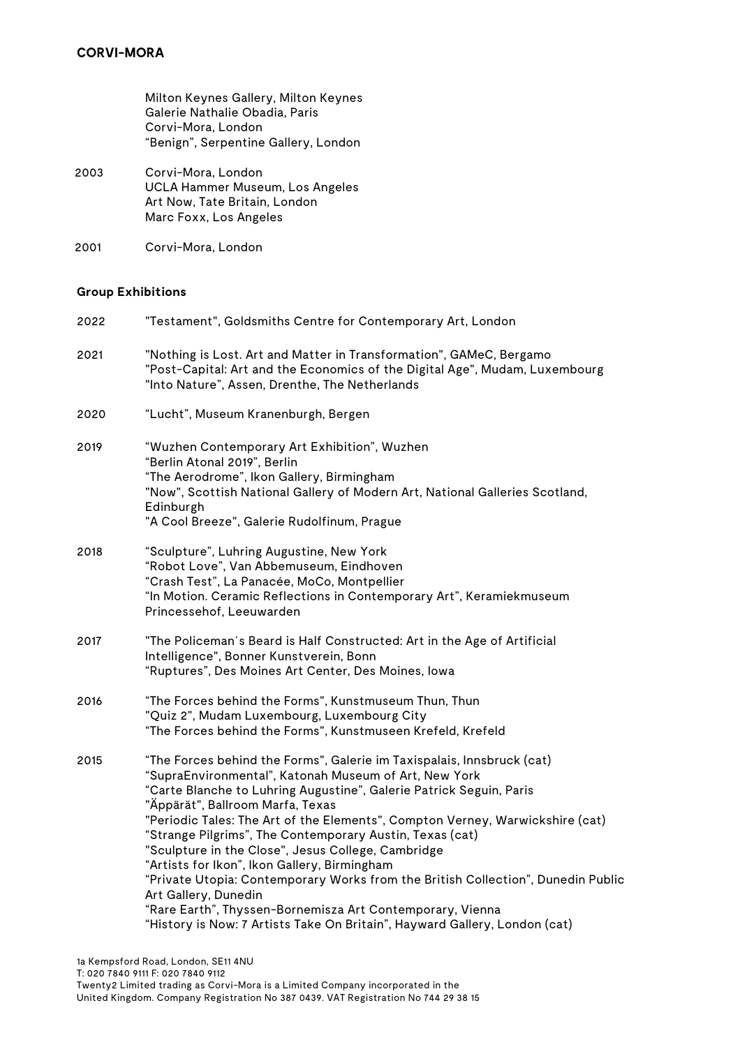| | |
|---|---|
| | Milton Keynes Gallery, Milton Keynes |
| | Galerie Nathalie Obadia, Paris |
| | Corvi-Mora, London |
| | “Benign”, Serpentine Gallery, London |
| 2003 | Corvi-Mora, London |
| | UCLA Hammer Museum, Los Angeles |
| | Art Now, Tate Britain, London |
| | Marc Foxx, Los Angeles |
| 2001 | Corvi-Mora, London |

**Group Exhibitions**

| | |
|---|---|
| 2022 | "Testament", Goldsmiths Centre for Contemporary Art, London |
| 2021 | "Nothing is Lost. Art and Matter in Transformation", GAMeC, Bergamo |
| | "Post-Capital: Art and the Economics of the Digital Age", Mudam, Luxembourg |
| | "Into Nature", Assen, Drenthe, The Netherlands |
| 2020 | “Lucht”, Museum Kranenburgh, Bergen |
| 2019 | “Wuzhen Contemporary Art Exhibition”, Wuzhen |
| | “Berlin Atonal 2019”, Berlin |
| | “The Aerodrome”, Ikon Gallery, Birmingham |
| | "Now", Scottish National Gallery of Modern Art, National Galleries Scotland, Edinburgh |
| | "A Cool Breeze", Galerie Rudolfinum, Prague |
| 2018 | “Sculpture”, Luhring Augustine, New York |
| | “Robot Love”, Van Abbemuseum, Eindhoven |
| | “Crash Test”, La Panacée, MoCo, Montpellier |
| | “In Motion. Ceramic Reflections in Contemporary Art”, Keramiekmuseum Princessehof, Leeuwarden |
| 2017 | "The Policeman´s Beard is Half Constructed: Art in the Age of Artificial Intelligence", Bonner Kunstverein, Bonn |
| | “Ruptures”, Des Moines Art Center, Des Moines, Iowa |
| 2016 | “The Forces behind the Forms", Kunstmuseum Thun, Thun |
| | "Quiz 2", Mudam Luxembourg, Luxembourg City |
| | “The Forces behind the Forms", Kunstmuseen Krefeld, Krefeld |
| 2015 | “The Forces behind the Forms", Galerie im Taxispalais, Innsbruck (cat) |
| | “SupraEnvironmental”, Katonah Museum of Art, New York |
| | “Carte Blanche to Luhring Augustine”, Galerie Patrick Seguin, Paris |
| | "Äppärät", Ballroom Marfa, Texas |
| | "Periodic Tales: The Art of the Elements", Compton Verney, Warwickshire (cat) |
| | “Strange Pilgrims”, The Contemporary Austin, Texas (cat) |
| | "Sculpture in the Close", Jesus College, Cambridge |
| | “Artists for Ikon”, Ikon Gallery, Birmingham |
| | “Private Utopia: Contemporary Works from the British Collection”, Dunedin Public Art Gallery, Dunedin |
| | “Rare Earth”, Thyssen-Bornemisza Art Contemporary, Vienna |
| | “History is Now: 7 Artists Take On Britain”, Hayward Gallery, London (cat) |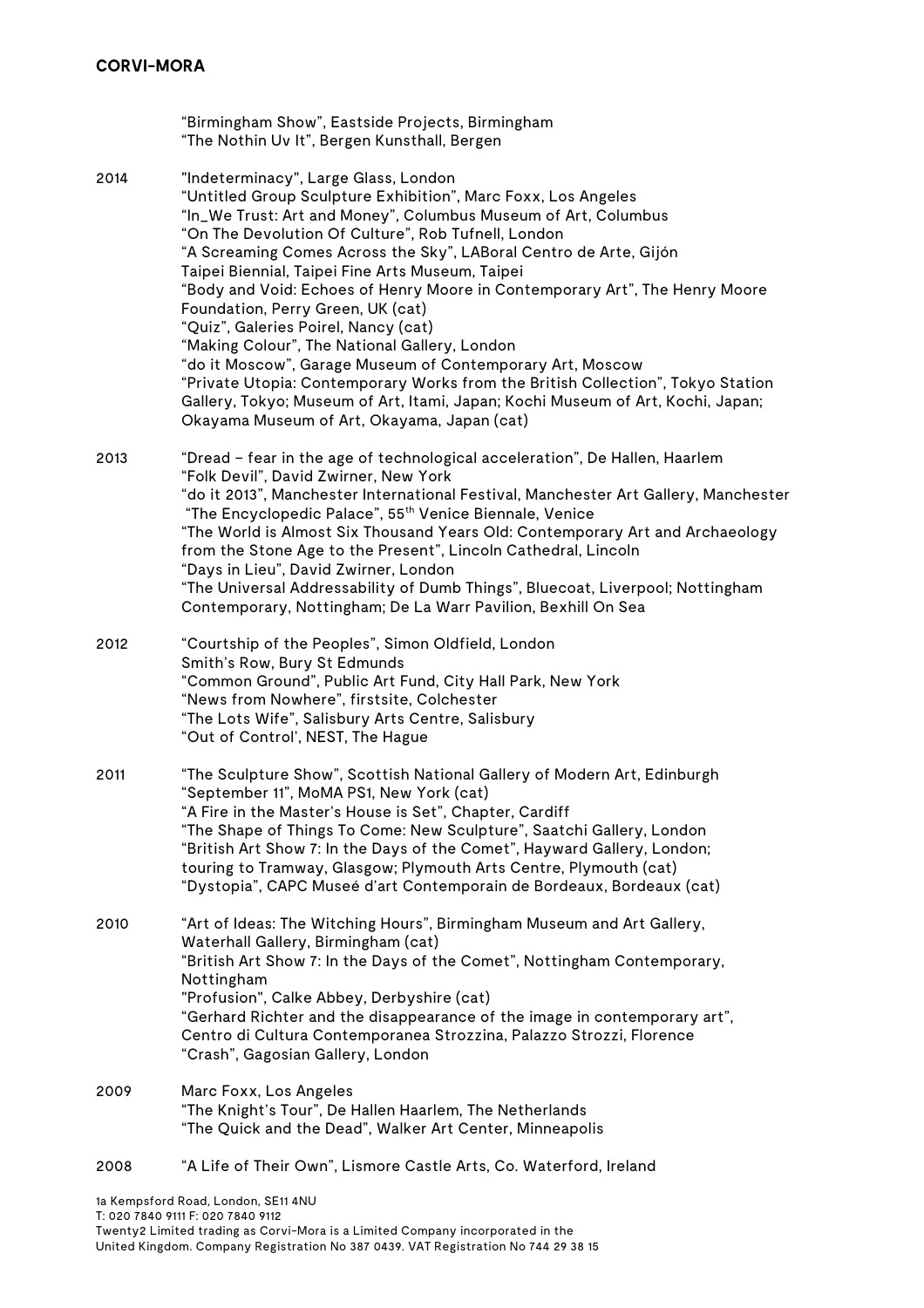"Birmingham Show", Eastside Projects, Birmingham
"The Nothin Uv It", Bergen Kunsthall, Bergen

2014 "Indeterminacy", Large Glass, London
"Untitled Group Sculpture Exhibition", Marc Foxx, Los Angeles
"In_We Trust: Art and Money", Columbus Museum of Art, Columbus
"On The Devolution Of Culture", Rob Tufnell, London
"A Screaming Comes Across the Sky", LABoral Centro de Arte, Gijón
Taipei Biennial, Taipei Fine Arts Museum, Taipei
"Body and Void: Echoes of Henry Moore in Contemporary Art", The Henry Moore Foundation, Perry Green, UK (cat)
"Quiz", Galeries Poirel, Nancy (cat)
"Making Colour", The National Gallery, London
"do it Moscow", Garage Museum of Contemporary Art, Moscow
"Private Utopia: Contemporary Works from the British Collection", Tokyo Station Gallery, Tokyo; Museum of Art, Itami, Japan; Kochi Museum of Art, Kochi, Japan; Okayama Museum of Art, Okayama, Japan (cat)

2013 "Dread – fear in the age of technological acceleration", De Hallen, Haarlem
"Folk Devil", David Zwirner, New York
"do it 2013", Manchester International Festival, Manchester Art Gallery, Manchester
"The Encyclopedic Palace", 55th Venice Biennale, Venice
"The World is Almost Six Thousand Years Old: Contemporary Art and Archaeology from the Stone Age to the Present", Lincoln Cathedral, Lincoln
"Days in Lieu", David Zwirner, London
"The Universal Addressability of Dumb Things", Bluecoat, Liverpool; Nottingham Contemporary, Nottingham; De La Warr Pavilion, Bexhill On Sea

2012 "Courtship of the Peoples", Simon Oldfield, London
Smith's Row, Bury St Edmunds
"Common Ground", Public Art Fund, City Hall Park, New York
"News from Nowhere", firstsite, Colchester
"The Lots Wife", Salisbury Arts Centre, Salisbury
"Out of Control', NEST, The Hague

2011 "The Sculpture Show", Scottish National Gallery of Modern Art, Edinburgh
"September 11", MoMA PS1, New York (cat)
"A Fire in the Master's House is Set", Chapter, Cardiff
"The Shape of Things To Come: New Sculpture", Saatchi Gallery, London
"British Art Show 7: In the Days of the Comet", Hayward Gallery, London; touring to Tramway, Glasgow; Plymouth Arts Centre, Plymouth (cat)
"Dystopia", CAPC Museé d'art Contemporain de Bordeaux, Bordeaux (cat)

2010 "Art of Ideas: The Witching Hours", Birmingham Museum and Art Gallery, Waterhall Gallery, Birmingham (cat)
"British Art Show 7: In the Days of the Comet", Nottingham Contemporary, Nottingham
"Profusion", Calke Abbey, Derbyshire (cat)
"Gerhard Richter and the disappearance of the image in contemporary art", Centro di Cultura Contemporanea Strozzina, Palazzo Strozzi, Florence
"Crash", Gagosian Gallery, London

2009 Marc Foxx, Los Angeles
"The Knight's Tour", De Hallen Haarlem, The Netherlands
"The Quick and the Dead", Walker Art Center, Minneapolis

2008 "A Life of Their Own", Lismore Castle Arts, Co. Waterford, Ireland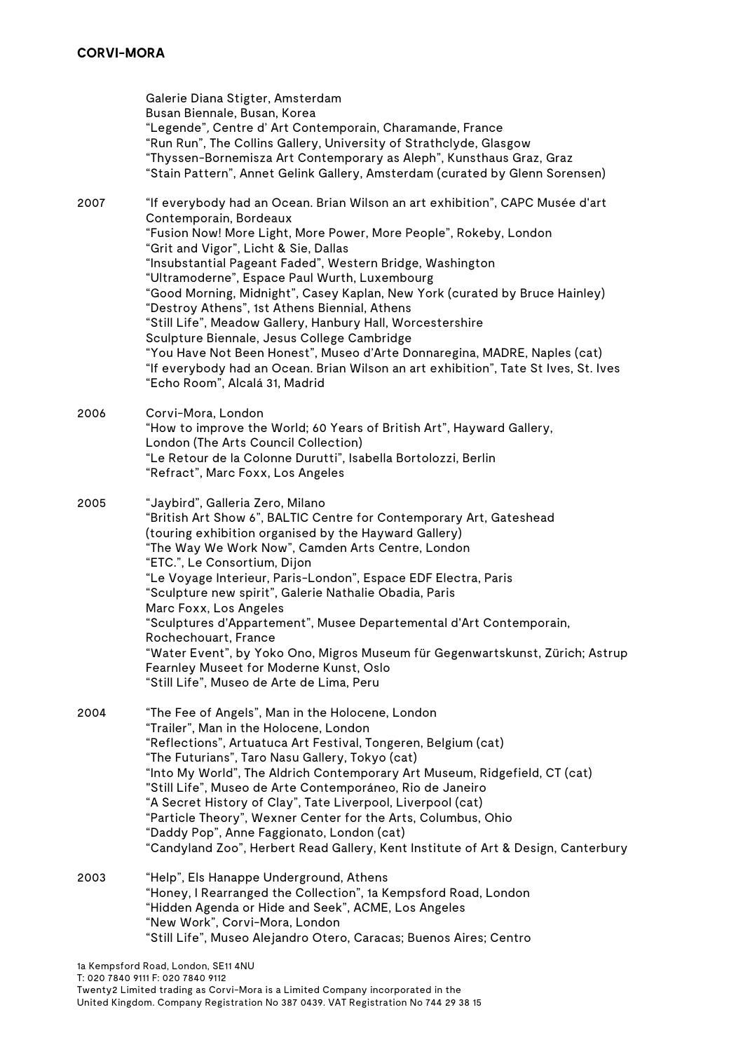Galerie Diana Stigter, Amsterdam
Busan Biennale, Busan, Korea
"Legende", Centre d' Art Contemporain, Charamande, France
"Run Run", The Collins Gallery, University of Strathclyde, Glasgow
"Thyssen-Bornemisza Art Contemporary as Aleph", Kunsthaus Graz, Graz
"Stain Pattern", Annet Gelink Gallery, Amsterdam (curated by Glenn Sorensen)

**2007**

"If everybody had an Ocean. Brian Wilson an art exhibition", CAPC Musée d'art Contemporain, Bordeaux
"Fusion Now! More Light, More Power, More People", Rokeby, London
"Grit and Vigor", Licht & Sie, Dallas
"Insubstantial Pageant Faded", Western Bridge, Washington
"Ultramoderne", Espace Paul Wurth, Luxembourg
"Good Morning, Midnight", Casey Kaplan, New York (curated by Bruce Hainley)
"Destroy Athens", 1st Athens Biennial, Athens
"Still Life", Meadow Gallery, Hanbury Hall, Worcestershire
Sculpture Biennale, Jesus College Cambridge
"You Have Not Been Honest", Museo d'Arte Donnaregina, MADRE, Naples (cat)
"If everybody had an Ocean. Brian Wilson an art exhibition", Tate St Ives, St. Ives
"Echo Room", Alcalá 31, Madrid

**2006**

Corvi-Mora, London
"How to improve the World; 60 Years of British Art", Hayward Gallery, London (The Arts Council Collection)
"Le Retour de la Colonne Durutti", Isabella Bortolozzi, Berlin
"Refract", Marc Foxx, Los Angeles

**2005**

"Jaybird", Galleria Zero, Milano
"British Art Show 6", BALTIC Centre for Contemporary Art, Gateshead (touring exhibition organised by the Hayward Gallery)
"The Way We Work Now", Camden Arts Centre, London
"ETC.", Le Consortium, Dijon
"Le Voyage Interieur, Paris-London", Espace EDF Electra, Paris
"Sculpture new spirit", Galerie Nathalie Obadia, Paris
Marc Foxx, Los Angeles
"Sculptures d'Appartement", Musee Departemental d'Art Contemporain, Rochechouart, France
"Water Event", by Yoko Ono, Migros Museum für Gegenwartskunst, Zürich; Astrup Fearnley Museet for Moderne Kunst, Oslo
"Still Life", Museo de Arte de Lima, Peru

**2004**

"The Fee of Angels", Man in the Holocene, London
"Trailer", Man in the Holocene, London
"Reflections", Artuatuca Art Festival, Tongeren, Belgium (cat)
"The Futurians", Taro Nasu Gallery, Tokyo (cat)
"Into My World", The Aldrich Contemporary Art Museum, Ridgefield, CT (cat)
"Still Life", Museo de Arte Contemporáneo, Rio de Janeiro
"A Secret History of Clay", Tate Liverpool, Liverpool (cat)
"Particle Theory", Wexner Center for the Arts, Columbus, Ohio
"Daddy Pop", Anne Faggionato, London (cat)
"Candyland Zoo", Herbert Read Gallery, Kent Institute of Art & Design, Canterbury

**2003**

"Help", Els Hanappe Underground, Athens
"Honey, I Rearranged the Collection", 1a Kempsford Road, London
"Hidden Agenda or Hide and Seek", ACME, Los Angeles
"New Work", Corvi-Mora, London
"Still Life", Museo Alejandro Otero, Caracas; Buenos Aires; Centro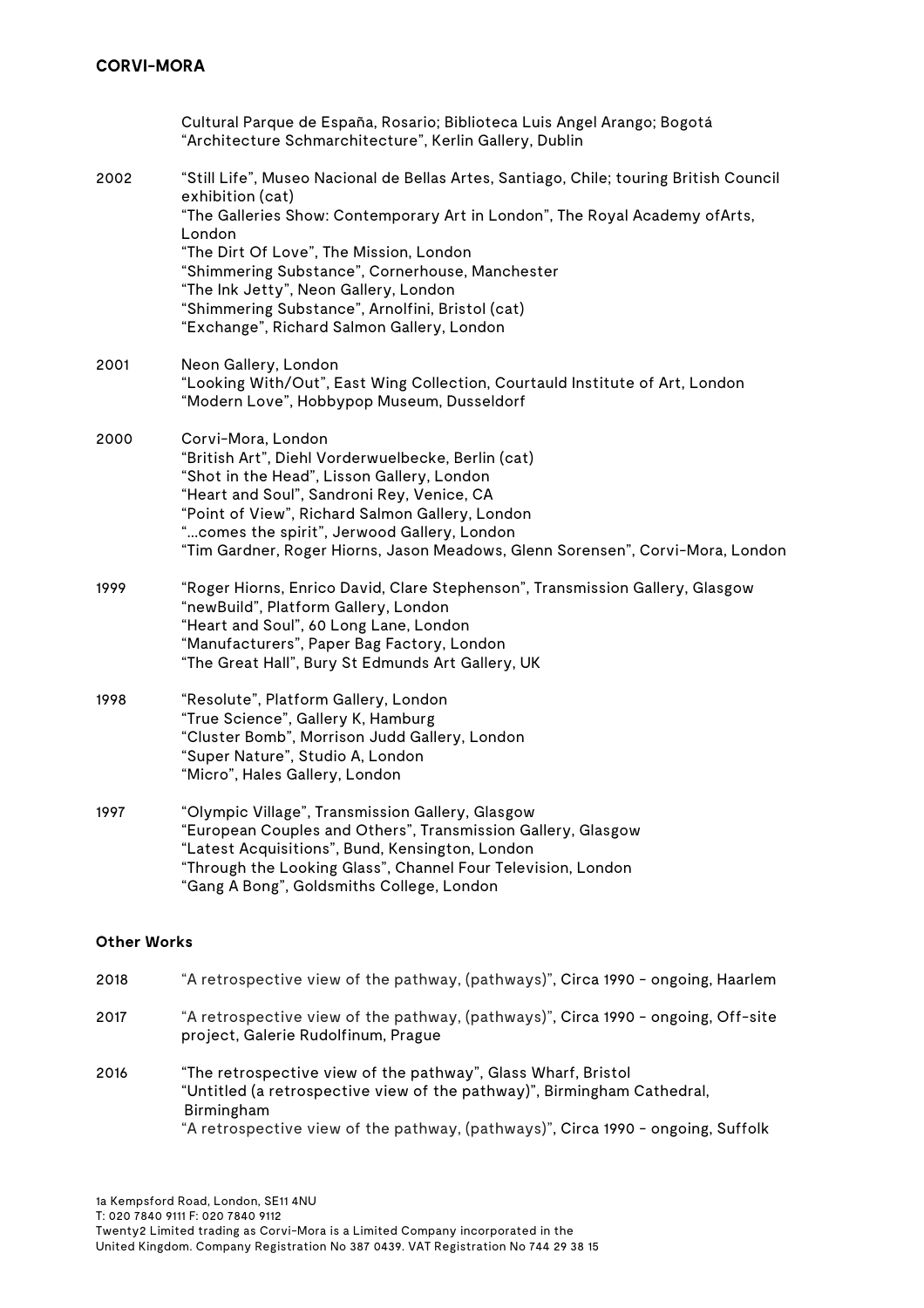Cultural Parque de España, Rosario; Biblioteca Luis Angel Arango; Bogotá
"Architecture Schmarchitecture", Kerlin Gallery, Dublin

2002 "Still Life", Museo Nacional de Bellas Artes, Santiago, Chile; touring British Council exhibition (cat)
"The Galleries Show: Contemporary Art in London", The Royal Academy ofArts, London
"The Dirt Of Love", The Mission, London
"Shimmering Substance", Cornerhouse, Manchester
"The Ink Jetty", Neon Gallery, London
"Shimmering Substance", Arnolfini, Bristol (cat)
"Exchange", Richard Salmon Gallery, London

2001 Neon Gallery, London
"Looking With/Out", East Wing Collection, Courtauld Institute of Art, London
"Modern Love", Hobbypop Museum, Dusseldorf

2000 Corvi-Mora, London
"British Art", Diehl Vorderwuelbecke, Berlin (cat)
"Shot in the Head", Lisson Gallery, London
"Heart and Soul", Sandroni Rey, Venice, CA
"Point of View", Richard Salmon Gallery, London
"...comes the spirit", Jerwood Gallery, London
"Tim Gardner, Roger Hiorns, Jason Meadows, Glenn Sorensen", Corvi-Mora, London

1999 "Roger Hiorns, Enrico David, Clare Stephenson", Transmission Gallery, Glasgow
"newBuild", Platform Gallery, London
"Heart and Soul", 60 Long Lane, London
"Manufacturers", Paper Bag Factory, London
"The Great Hall", Bury St Edmunds Art Gallery, UK

1998 "Resolute", Platform Gallery, London
"True Science", Gallery K, Hamburg
"Cluster Bomb", Morrison Judd Gallery, London
"Super Nature", Studio A, London
"Micro", Hales Gallery, London

1997 "Olympic Village", Transmission Gallery, Glasgow
"European Couples and Others", Transmission Gallery, Glasgow
"Latest Acquisitions", Bund, Kensington, London
"Through the Looking Glass", Channel Four Television, London
"Gang A Bong", Goldsmiths College, London

**Other Works**

2018 "A retrospective view of the pathway, (pathways)", Circa 1990 - ongoing, Haarlem

2017 "A retrospective view of the pathway, (pathways)", Circa 1990 - ongoing, Off-site project, Galerie Rudolfinum, Prague

2016 "The retrospective view of the pathway", Glass Wharf, Bristol
"Untitled (a retrospective view of the pathway)", Birmingham Cathedral, Birmingham
"A retrospective view of the pathway, (pathways)", Circa 1990 - ongoing, Suffolk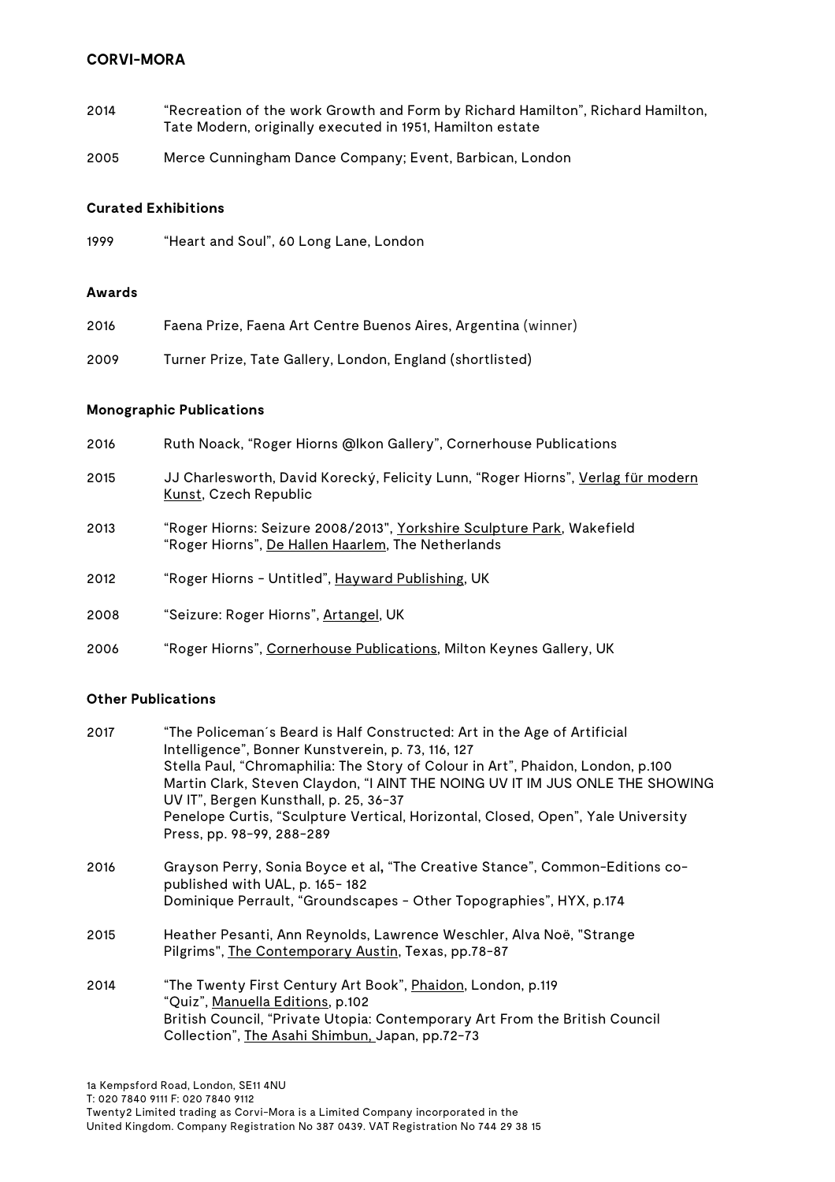**CORVI-MORA**

2014 "Recreation of the work Growth and Form by Richard Hamilton", Richard Hamilton, Tate Modern, originally executed in 1951, Hamilton estate

2005 Merce Cunningham Dance Company; Event, Barbican, London

**Curated Exhibitions**

1999 "Heart and Soul", 60 Long Lane, London

**Awards**

2016 Faena Prize, Faena Art Centre Buenos Aires, Argentina (winner)

2009 Turner Prize, Tate Gallery, London, England (shortlisted)

**Monographic Publications**

2016 Ruth Noack, "Roger Hiorns @Ikon Gallery", Cornerhouse Publications

2015 JJ Charlesworth, David Korecký, Felicity Lunn, "Roger Hiorns", Verlag für modern Kunst, Czech Republic

2013 "Roger Hiorns: Seizure 2008/2013", Yorkshire Sculpture Park, Wakefield
"Roger Hiorns", De Hallen Haarlem, The Netherlands

2012 "Roger Hiorns - Untitled", Hayward Publishing, UK

2008 "Seizure: Roger Hiorns", Artangel, UK

2006 "Roger Hiorns", Cornerhouse Publications, Milton Keynes Gallery, UK

**Other Publications**

2017 "The Policeman´s Beard is Half Constructed: Art in the Age of Artificial Intelligence", Bonner Kunstverein, p. 73, 116, 127
Stella Paul, "Chromaphilia: The Story of Colour in Art", Phaidon, London, p.100
Martin Clark, Steven Claydon, "I AINT THE NOING UV IT IM JUS ONLE THE SHOWING UV IT", Bergen Kunsthall, p. 25, 36-37
Penelope Curtis, "Sculpture Vertical, Horizontal, Closed, Open", Yale University Press, pp. 98-99, 288-289

2016 Grayson Perry, Sonia Boyce et al, "The Creative Stance", Common-Editions co-published with UAL, p. 165- 182
Dominique Perrault, "Groundscapes - Other Topographies", HYX, p.174

2015 Heather Pesanti, Ann Reynolds, Lawrence Weschler, Alva Noë, "Strange Pilgrims", The Contemporary Austin, Texas, pp.78-87

2014 "The Twenty First Century Art Book", Phaidon, London, p.119
"Quiz", Manuella Editions, p.102
British Council, "Private Utopia: Contemporary Art From the British Council Collection", The Asahi Shimbun, Japan, pp.72-73

1a Kempsford Road, London, SE11 4NU
T: 020 7840 9111 F: 020 7840 9112
Twenty2 Limited trading as Corvi-Mora is a Limited Company incorporated in the United Kingdom. Company Registration No 387 0439. VAT Registration No 744 29 38 15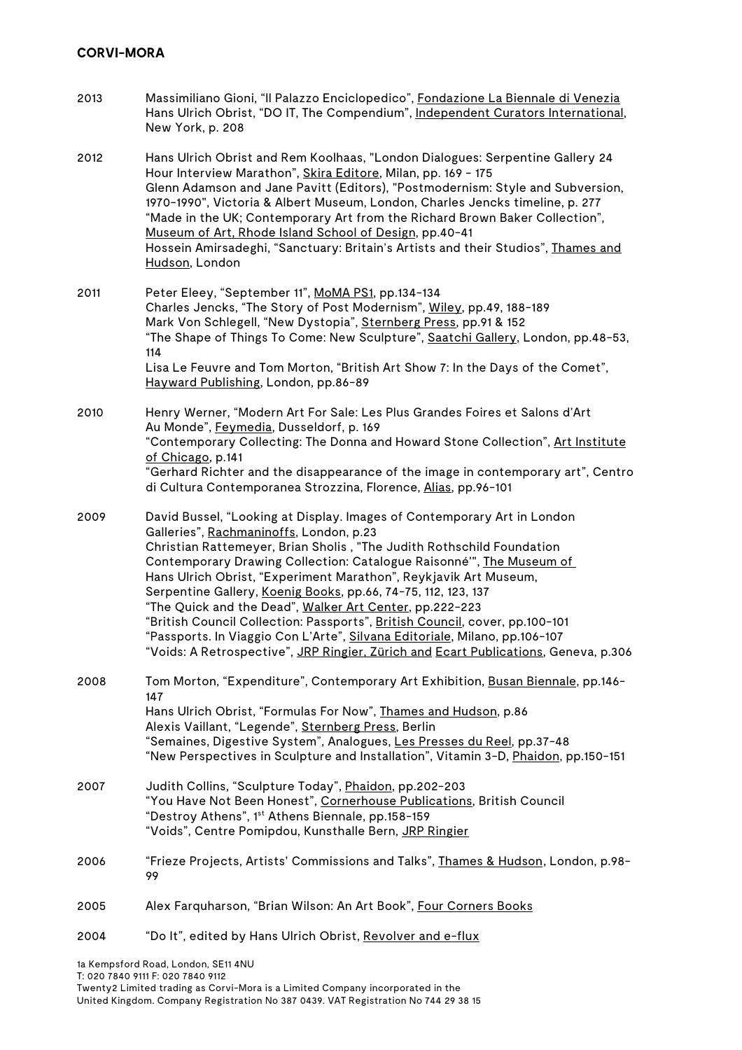**CORVI-MORA**

2013 Massimiliano Gioni, “Il Palazzo Enciclopedico”, Fondazione La Biennale de Venezia
Hans Ulrich Obrist, “DO IT, The Compendium”, Independent Curators International, New York, p. 208

2012 Hans Ulrich Obrist and Rem Koolhaas, "London Dialogues: Serpentine Gallery 24 Hour Interview Marathon”, Skira Editore, Milan, pp. 169 - 175
Glenn Adamson and Jane Pavitt (Editors), "Postmodernism: Style and Subversion, 1970-1990", Victoria & Albert Museum, London, Charles Jencks timeline, p. 277
“Made in the UK; Contemporary Art from the Richard Brown Baker Collection”, Museum of Art, Rhode Island School of Design, pp.40-41
Hossein Amirsadeghi, “Sanctuary: Britain’s Artists and their Studios”, Thames and Hudson, London

2011 Peter Eleey, “September 11”, MoMA PS1, pp.134-134
Charles Jencks, “The Story of Post Modernism”, Wiley, pp.49, 188-189
Mark Von Schlegell, “New Dystopia”, Sternberg Press, pp.91 & 152
“The Shape of Things To Come: New Sculpture”, Saatchi Gallery, London, pp.48-53, 114
Lisa Le Feuvre and Tom Morton, “British Art Show 7: In the Days of the Comet”, Hayward Publishing, London, pp.86-89

2010 Henry Werner, “Modern Art For Sale: Les Plus Grandes Foires et Salons d’Art Au Monde”, Feymedia, Dusseldorf, p. 169
“Contemporary Collecting: The Donna and Howard Stone Collection”, Art Institute of Chicago, p.141
“Gerhard Richter and the disappearance of the image in contemporary art”, Centro di Cultura Contemporanea Strozzina, Florence, Alias, pp.96-101

2009 David Bussel, “Looking at Display. Images of Contemporary Art in London Galleries”, Rachmaninoffs, London, p.23
Christian Rattemeyer, Brian Sholis , "The Judith Rothschild Foundation Contemporary Drawing Collection: Catalogue Raisonné'", The Museum of
Hans Ulrich Obrist, “Experiment Marathon”, Reykjavik Art Museum, Serpentine Gallery, Koenig Books, pp.66, 74-75, 112, 123, 137
“The Quick and the Dead”, Walker Art Center, pp.222-223
“British Council Collection: Passports”, British Council, cover, pp.100-101
“Passports. In Viaggio Con L’Arte”, Silvana Editoriale, Milano, pp.106-107
“Voids: A Retrospective”, JRP Ringier, Zürich and Ecart Publications, Geneva, p.306

2008 Tom Morton, “Expenditure”, Contemporary Art Exhibition, Busan Biennale, pp.146-147
Hans Ulrich Obrist, “Formulas For Now”, Thames and Hudson, p.86
Alexis Vaillant, “Legende”, Sternberg Press, Berlin
“Semaines, Digestive System”, Analogues, Les Presses du Reel, pp.37-48
“New Perspectives in Sculpture and Installation”, Vitamin 3-D, Phaidon, pp.150-151

2007 Judith Collins, “Sculpture Today”, Phaidon, pp.202-203
“You Have Not Been Honest”, Cornerhouse Publications, British Council
“Destroy Athens”, 1st Athens Biennale, pp.158-159
“Voids”, Centre Pomipdou, Kunsthalle Bern, JRP Ringier

2006 “Frieze Projects, Artists' Commissions and Talks”, Thames & Hudson, London, p.98-99

2005 Alex Farquharson, “Brian Wilson: An Art Book”, Four Corners Books

2004 “Do It”, edited by Hans Ulrich Obrist, Revolver and e-flux

1a Kempsford Road, London, SE11 4NU
T: 020 7840 9111 F: 020 7840 9112
Twenty2 Limited trading as Corvi-Mora is a Limited Company incorporated in the United Kingdom. Company Registration No 387 0439. VAT Registration No 744 29 38 15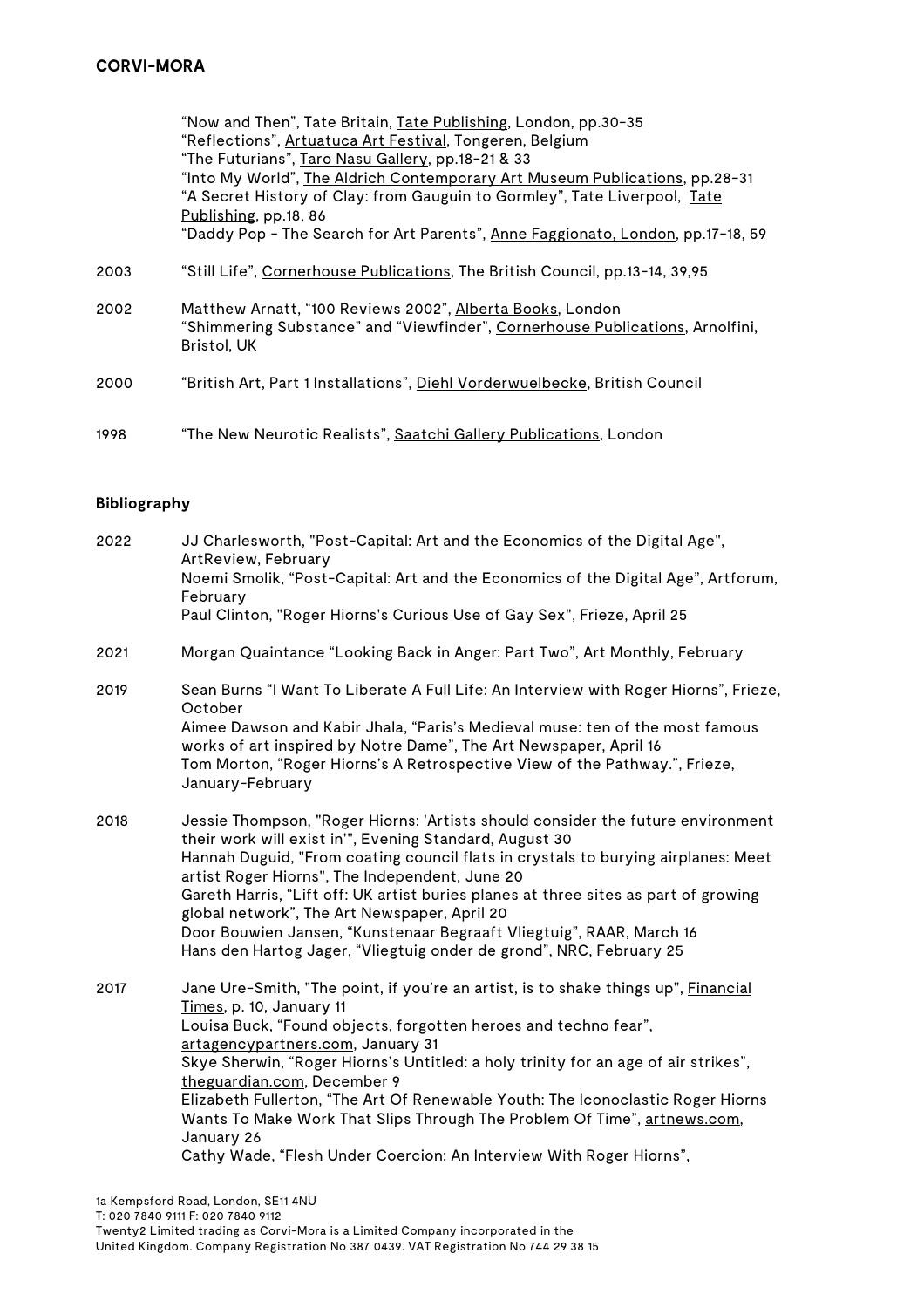"Now and Then", Tate Britain, Tate Publishing, London, pp.30-35
"Reflections", Artuatuca Art Festival, Tongeren, Belgium
"The Futurians", Taro Nasu Gallery, pp.18-21 & 33
"Into My World", The Aldrich Contemporary Art Museum Publications, pp.28-31
"A Secret History of Clay: from Gauguin to Gormley", Tate Liverpool, Tate Publishing, pp.18, 86
"Daddy Pop - The Search for Art Parents", Anne Faggionato, London, pp.17-18, 59

2003 "Still Life", Cornerhouse Publications, The British Council, pp.13-14, 39,95

2002 Matthew Arnatt, "100 Reviews 2002", Alberta Books, London
"Shimmering Substance" and "Viewfinder", Cornerhouse Publications, Arnolfini, Bristol, UK

2000 "British Art, Part 1 Installations", Diehl Vorderwuelbecke, British Council

1998 "The New Neurotic Realists", Saatchi Gallery Publications, London

**Bibliography**

2022 JJ Charlesworth, "Post-Capital: Art and the Economics of the Digital Age", ArtReview, February
Noemi Smolik, "Post-Capital: Art and the Economics of the Digital Age", Artforum, February
Paul Clinton, "Roger Hiorns's Curious Use of Gay Sex", Frieze, April 25

2021 Morgan Quaintance "Looking Back in Anger: Part Two", Art Monthly, February

2019 Sean Burns "I Want To Liberate A Full Life: An Interview with Roger Hiorns", Frieze, October
Aimee Dawson and Kabir Jhala, "Paris's Medieval muse: ten of the most famous works of art inspired by Notre Dame", The Art Newspaper, April 16
Tom Morton, "Roger Hiorns's A Retrospective View of the Pathway.", Frieze, January-February

2018 Jessie Thompson, "Roger Hiorns: 'Artists should consider the future environment their work will exist in'", Evening Standard, August 30
Hannah Duguid, "From coating council flats in crystals to burying airplanes: Meet artist Roger Hiorns", The Independent, June 20
Gareth Harris, "Lift off: UK artist buries planes at three sites as part of growing global network", The Art Newspaper, April 20
Door Bouwien Jansen, "Kunstenaar Begraaft Vliegtuig", RAAR, March 16
Hans den Hartog Jager, "Vliegtuig onder de grond", NRC, February 25

2017 Jane Ure-Smith, "The point, if you're an artist, is to shake things up", Financial Times, p. 10, January 11
Louisa Buck, "Found objects, forgotten heroes and techno fear", artagencypartners.com, January 31
Skye Sherwin, "Roger Hiorns's Untitled: a holy trinity for an age of air strikes", theguardian.com, December 9
Elizabeth Fullerton, "The Art Of Renewable Youth: The Iconoclastic Roger Hiorns Wants To Make Work That Slips Through The Problem Of Time", artnews.com, January 26
Cathy Wade, "Flesh Under Coercion: An Interview With Roger Hiorns",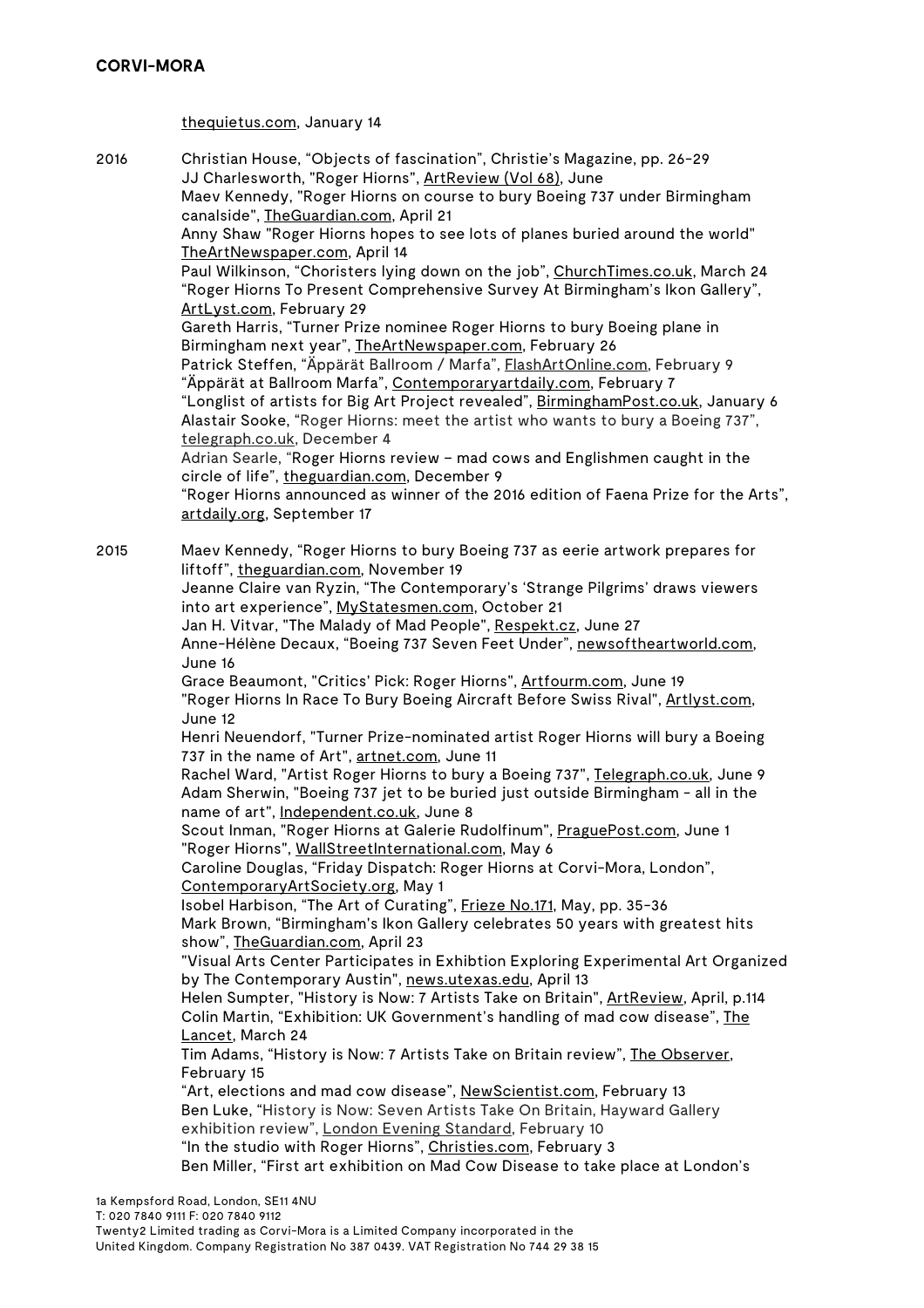thequietus.com, January 14

2016 Christian House, "Objects of fascination", Christie's Magazine, pp. 26-29
JJ Charlesworth, "Roger Hiorns", ArtReview (Vol 68), June
Maev Kennedy, "Roger Hiorns on course to bury Boeing 737 under Birmingham canalside", TheGuardian.com, April 21
Anny Shaw "Roger Hiorns hopes to see lots of planes buried around the world" TheArtNewspaper.com, April 14
Paul Wilkinson, "Choristers lying down on the job", ChurchTimes.co.uk, March 24
"Roger Hiorns To Present Comprehensive Survey At Birmingham's Ikon Gallery", ArtLyst.com, February 29
Gareth Harris, "Turner Prize nominee Roger Hiorns to bury Boeing plane in Birmingham next year", TheArtNewspaper.com, February 26
Patrick Steffen, "Äppärät Ballroom / Marfa", FlashArtOnline.com, February 9
"Äppärät at Ballroom Marfa", Contemporaryartdaily.com, February 7
"Longlist of artists for Big Art Project revealed", BirminghamPost.co.uk, January 6
Alastair Sooke, "Roger Hiorns: meet the artist who wants to bury a Boeing 737", telegraph.co.uk, December 4
Adrian Searle, "Roger Hiorns review – mad cows and Englishmen caught in the circle of life", theguardian.com, December 9
"Roger Hiorns announced as winner of the 2016 edition of Faena Prize for the Arts", artdaily.org, September 17

2015 Maev Kennedy, "Roger Hiorns to bury Boeing 737 as eerie artwork prepares for liftoff", theguardian.com, November 19
Jeanne Claire van Ryzin, "The Contemporary's 'Strange Pilgrims' draws viewers into art experience", MyStatesmen.com, October 21
Jan H. Vitvar, "The Malady of Mad People", Respekt.cz, June 27
Anne-Hélène Decaux, "Boeing 737 Seven Feet Under", newsoftheartworld.com, June 16
Grace Beaumont, "Critics' Pick: Roger Hiorns", Artfourm.com, June 19
"Roger Hiorns In Race To Bury Boeing Aircraft Before Swiss Rival", Artlyst.com, June 12
Henri Neuendorf, "Turner Prize-nominated artist Roger Hiorns will bury a Boeing 737 in the name of Art", artnet.com, June 11
Rachel Ward, "Artist Roger Hiorns to bury a Boeing 737", Telegraph.co.uk, June 9
Adam Sherwin, "Boeing 737 jet to be buried just outside Birmingham - all in the name of art", Independent.co.uk, June 8
Scout Inman, "Roger Hiorns at Galerie Rudolfinum", PraguePost.com, June 1
"Roger Hiorns", WallStreetInternational.com, May 6
Caroline Douglas, "Friday Dispatch: Roger Hiorns at Corvi-Mora, London", ContemporaryArtSociety.org, May 1
Isobel Harbison, "The Art of Curating", Frieze No.171, May, pp. 35-36
Mark Brown, "Birmingham's Ikon Gallery celebrates 50 years with greatest hits show", TheGuardian.com, April 23
"Visual Arts Center Participates in Exhibtion Exploring Experimental Art Organized by The Contemporary Austin", news.utexas.edu, April 13
Helen Sumpter, "History is Now: 7 Artists Take on Britain", ArtReview, April, p.114
Colin Martin, "Exhibition: UK Government's handling of mad cow disease", The Lancet, March 24
Tim Adams, "History is Now: 7 Artists Take on Britain review", The Observer, February 15
"Art, elections and mad cow disease", NewScientist.com, February 13
Ben Luke, "History is Now: Seven Artists Take On Britain, Hayward Gallery exhibition review", London Evening Standard, February 10
"In the studio with Roger Hiorns", Christies.com, February 3
Ben Miller, "First art exhibition on Mad Cow Disease to take place at London's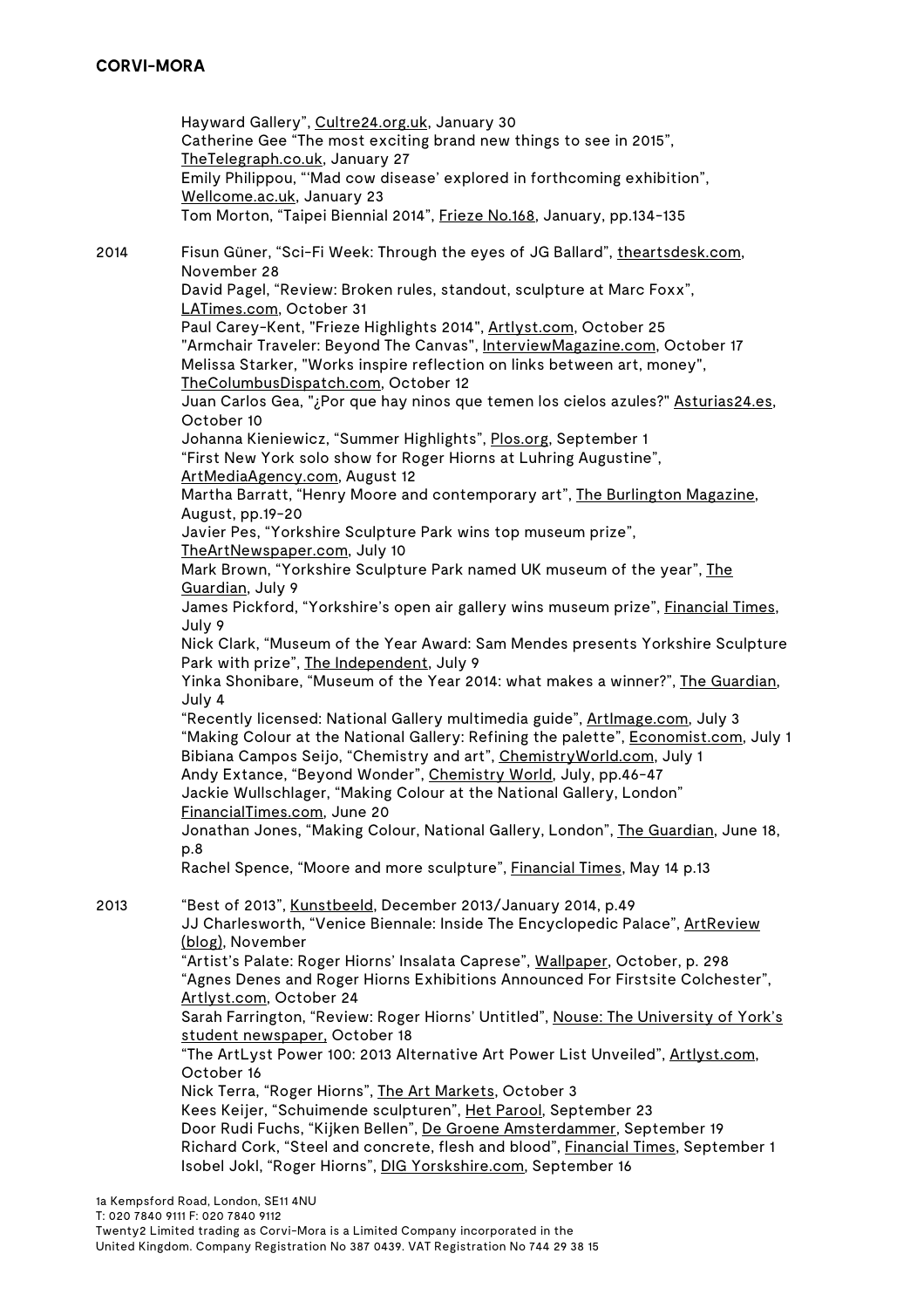Hayward Gallery", Cultre24.org.uk, January 30
Catherine Gee "The most exciting brand new things to see in 2015", TheTelegraph.co.uk, January 27
Emily Philippou, "'Mad cow disease' explored in forthcoming exhibition", Wellcome.ac.uk, January 23
Tom Morton, "Taipei Biennial 2014", Frieze No.168, January, pp.134-135

2014

Fisun Güner, "Sci-Fi Week: Through the eyes of JG Ballard", theartsdesk.com, November 28
David Pagel, "Review: Broken rules, standout, sculpture at Marc Foxx", LATimes.com, October 31
Paul Carey-Kent, "Frieze Highlights 2014", Artlyst.com, October 25
"Armchair Traveler: Beyond The Canvas", InterviewMagazine.com, October 17
Melissa Starker, "Works inspire reflection on links between art, money", TheColumbusDispatch.com, October 12
Juan Carlos Gea, "¿Por que hay ninos que temen los cielos azules?" Asturias24.es, October 10
Johanna Kieniewicz, "Summer Highlights", Plos.org, September 1
"First New York solo show for Roger Hiorns at Luhring Augustine", ArtMediaAgency.com, August 12
Martha Barratt, "Henry Moore and contemporary art", The Burlington Magazine, August, pp.19-20
Javier Pes, "Yorkshire Sculpture Park wins top museum prize", TheArtNewspaper.com, July 10
Mark Brown, "Yorkshire Sculpture Park named UK museum of the year", The Guardian, July 9
James Pickford, "Yorkshire's open air gallery wins museum prize", Financial Times, July 9
Nick Clark, "Museum of the Year Award: Sam Mendes presents Yorkshire Sculpture Park with prize", The Independent, July 9
Yinka Shonibare, "Museum of the Year 2014: what makes a winner?", The Guardian, July 4
"Recently licensed: National Gallery multimedia guide", ArtImage.com, July 3
"Making Colour at the National Gallery: Refining the palette", Economist.com, July 1
Bibiana Campos Seijo, "Chemistry and art", ChemistryWorld.com, July 1
Andy Extance, "Beyond Wonder", Chemistry World, July, pp.46-47
Jackie Wullschlager, "Making Colour at the National Gallery, London" FinancialTimes.com, June 20
Jonathan Jones, "Making Colour, National Gallery, London", The Guardian, June 18, p.8
Rachel Spence, "Moore and more sculpture", Financial Times, May 14 p.13

2013

"Best of 2013", Kunstbeeld, December 2013/January 2014, p.49
JJ Charlesworth, "Venice Biennale: Inside The Encyclopedic Palace", ArtReview (blog), November
"Artist's Palate: Roger Hiorns' Insalata Caprese", Wallpaper, October, p. 298
"Agnes Denes and Roger Hiorns Exhibitions Announced For Firstsite Colchester", Artlyst.com, October 24
Sarah Farrington, "Review: Roger Hiorns' Untitled", Nouse: The University of York's student newspaper, October 18
"The ArtLyst Power 100: 2013 Alternative Art Power List Unveiled", Artlyst.com, October 16
Nick Terra, "Roger Hiorns", The Art Markets, October 3
Kees Keijer, "Schuimende sculpturen", Het Parool, September 23
Door Rudi Fuchs, "Kijken Bellen", De Groene Amsterdammer, September 19
Richard Cork, "Steel and concrete, flesh and blood", Financial Times, September 1
Isobel Jokl, "Roger Hiorns", DIG Yorskshire.com, September 16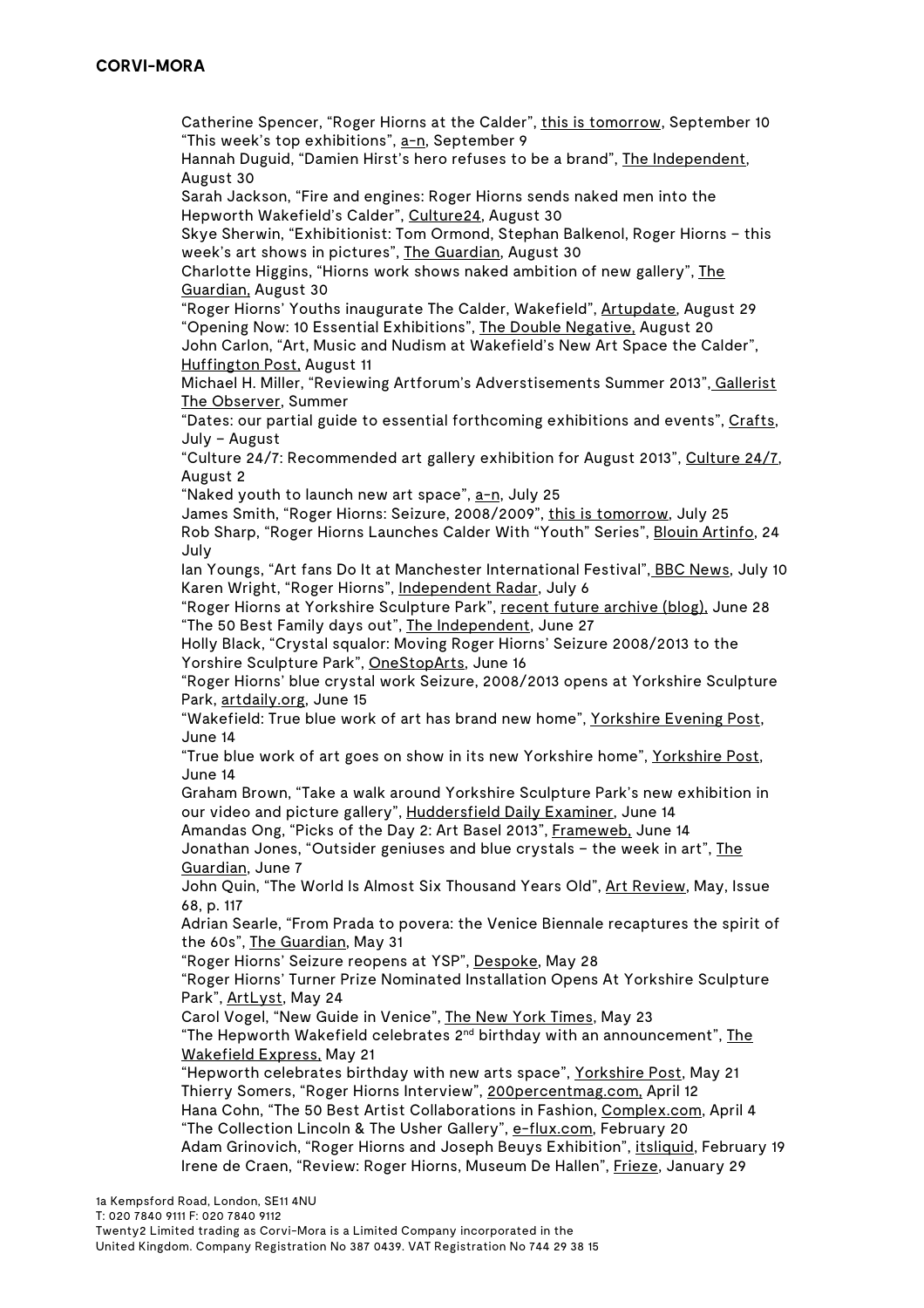Catherine Spencer, "Roger Hiorns at the Calder", this is tomorrow, September 10
"This week's top exhibitions", a-n, September 9
Hannah Duguid, "Damien Hirst's hero refuses to be a brand", The Independent, August 30
Sarah Jackson, "Fire and engines: Roger Hiorns sends naked men into the Hepworth Wakefield's Calder", Culture24, August 30
Skye Sherwin, "Exhibitionist: Tom Ormond, Stephan Balkenol, Roger Hiorns – this week's art shows in pictures", The Guardian, August 30
Charlotte Higgins, "Hiorns work shows naked ambition of new gallery", The Guardian, August 30
"Roger Hiorns' Youths inaugurate The Calder, Wakefield", Artupdate, August 29
"Opening Now: 10 Essential Exhibitions", The Double Negative, August 20
John Carlon, "Art, Music and Nudism at Wakefield's New Art Space the Calder", Huffington Post, August 11
Michael H. Miller, "Reviewing Artforum's Adverstisements Summer 2013", Gallerist The Observer, Summer
"Dates: our partial guide to essential forthcoming exhibitions and events", Crafts, July – August
"Culture 24/7: Recommended art gallery exhibition for August 2013", Culture 24/7, August 2
"Naked youth to launch new art space", a-n, July 25
James Smith, "Roger Hiorns: Seizure, 2008/2009", this is tomorrow, July 25
Rob Sharp, "Roger Hiorns Launches Calder With "Youth" Series", Blouin Artinfo, 24 July
Ian Youngs, "Art fans Do It at Manchester International Festival", BBC News, July 10
Karen Wright, "Roger Hiorns", Independent Radar, July 6
"Roger Hiorns at Yorkshire Sculpture Park", recent future archive (blog), June 28
"The 50 Best Family days out", The Independent, June 27
Holly Black, "Crystal squalor: Moving Roger Hiorns' Seizure 2008/2013 to the Yorshire Sculpture Park", OneStopArts, June 16
"Roger Hiorns' blue crystal work Seizure, 2008/2013 opens at Yorkshire Sculpture Park, artdaily.org, June 15
"Wakefield: True blue work of art has brand new home", Yorkshire Evening Post, June 14
"True blue work of art goes on show in its new Yorkshire home", Yorkshire Post, June 14
Graham Brown, "Take a walk around Yorkshire Sculpture Park's new exhibition in our video and picture gallery", Huddersfield Daily Examiner, June 14
Amandas Ong, "Picks of the Day 2: Art Basel 2013", Frameweb, June 14
Jonathan Jones, "Outsider geniuses and blue crystals – the week in art", The Guardian, June 7
John Quin, "The World Is Almost Six Thousand Years Old", Art Review, May, Issue 68, p. 117
Adrian Searle, "From Prada to povera: the Venice Biennale recaptures the spirit of the 60s", The Guardian, May 31
"Roger Hiorns' Seizure reopens at YSP", Despoke, May 28
"Roger Hiorns' Turner Prize Nominated Installation Opens At Yorkshire Sculpture Park", ArtLyst, May 24
Carol Vogel, "New Guide in Venice", The New York Times, May 23
"The Hepworth Wakefield celebrates 2nd birthday with an announcement", The Wakefield Express, May 21
"Hepworth celebrates birthday with new arts space", Yorkshire Post, May 21
Thierry Somers, "Roger Hiorns Interview", 200percentmag.com, April 12
Hana Cohn, "The 50 Best Artist Collaborations in Fashion, Complex.com, April 4
"The Collection Lincoln & The Usher Gallery", e-flux.com, February 20
Adam Grinovich, "Roger Hiorns and Joseph Beuys Exhibition", itsliquid, February 19
Irene de Craen, "Review: Roger Hiorns, Museum De Hallen", Frieze, January 29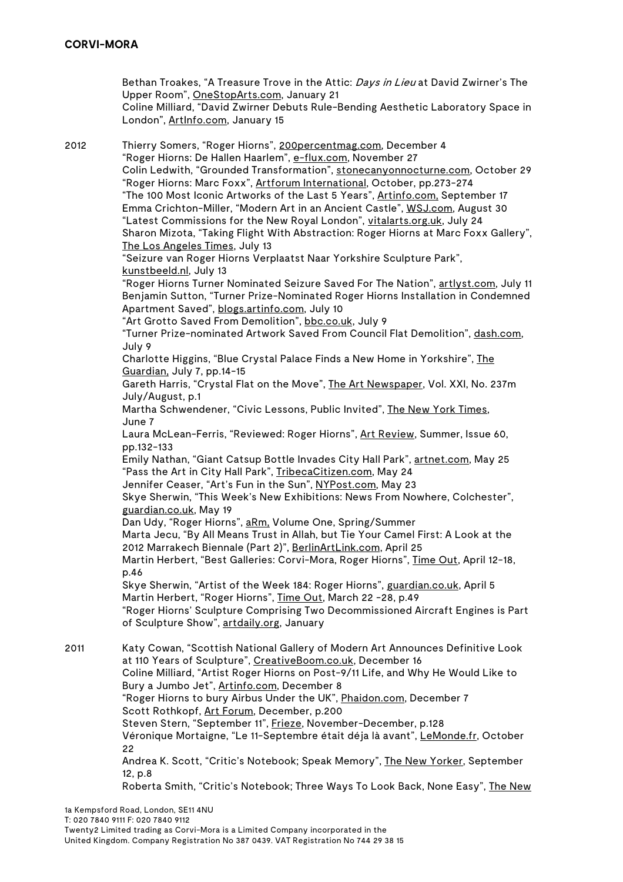Bethan Troakes, "A Treasure Trove in the Attic: *Days in Lieu* at David Zwirner's The Upper Room", OneStopArts.com, January 21
Coline Milliard, "David Zwirner Debuts Rule-Bending Aesthetic Laboratory Space in London", ArtInfo.com, January 15

**2012**

Thierry Somers, "Roger Hiorns", 200percentmag.com, December 4
"Roger Hiorns: De Hallen Haarlem", e-flux.com, November 27
Colin Ledwith, "Grounded Transformation", stonecanyonnocturne.com, October 29
"Roger Hiorns: Marc Foxx", Artforum International, October, pp.273-274
"The 100 Most Iconic Artworks of the Last 5 Years", Artinfo.com, September 17
Emma Crichton-Miller, "Modern Art in an Ancient Castle", WSJ.com, August 30
"Latest Commissions for the New Royal London", vitalarts.org.uk, July 24
Sharon Mizota, "Taking Flight With Abstraction: Roger Hiorns at Marc Foxx Gallery", The Los Angeles Times, July 13
"Seizure van Roger Hiorns Verplaatst Naar Yorkshire Sculpture Park", kunstbeeld.nl, July 13
"Roger Hiorns Turner Nominated Seizure Saved For The Nation", artlyst.com, July 11
Benjamin Sutton, "Turner Prize-Nominated Roger Hiorns Installation in Condemned Apartment Saved", blogs.artinfo.com, July 10
"Art Grotto Saved From Demolition", bbc.co.uk, July 9
"Turner Prize-nominated Artwork Saved From Council Flat Demolition", dash.com, July 9
Charlotte Higgins, "Blue Crystal Palace Finds a New Home in Yorkshire", The Guardian, July 7, pp.14-15
Gareth Harris, "Crystal Flat on the Move", The Art Newspaper, Vol. XXI, No. 237m July/August, p.1
Martha Schwendener, "Civic Lessons, Public Invited", The New York Times, June 7
Laura McLean-Ferris, "Reviewed: Roger Hiorns", Art Review, Summer, Issue 60, pp.132-133
Emily Nathan, "Giant Catsup Bottle Invades City Hall Park", artnet.com, May 25
"Pass the Art in City Hall Park", TribecaCitizen.com, May 24
Jennifer Ceaser, "Art's Fun in the Sun", NYPost.com, May 23
Skye Sherwin, "This Week's New Exhibitions: News From Nowhere, Colchester", guardian.co.uk, May 19
Dan Udy, "Roger Hiorns", aRm, Volume One, Spring/Summer
Marta Jecu, "By All Means Trust in Allah, but Tie Your Camel First: A Look at the 2012 Marrakech Biennale (Part 2)", BerlinArtLink.com, April 25
Martin Herbert, "Best Galleries: Corvi-Mora, Roger Hiorns", Time Out, April 12-18, p.46
Skye Sherwin, "Artist of the Week 184: Roger Hiorns", guardian.co.uk, April 5
Martin Herbert, "Roger Hiorns", Time Out, March 22 -28, p.49
"Roger Hiorns' Sculpture Comprising Two Decommissioned Aircraft Engines is Part of Sculpture Show", artdaily.org, January

**2011**

Katy Cowan, "Scottish National Gallery of Modern Art Announces Definitive Look at 110 Years of Sculpture", CreativeBoom.co.uk, December 16
Coline Milliard, "Artist Roger Hiorns on Post-9/11 Life, and Why He Would Like to Bury a Jumbo Jet", Artinfo.com, December 8
"Roger Hiorns to bury Airbus Under the UK", Phaidon.com, December 7
Scott Rothkopf, Art Forum, December, p.200
Steven Stern, "September 11", Frieze, November-December, p.128
Véronique Mortaigne, "Le 11-Septembre était déja là avant", LeMonde.fr, October 22
Andrea K. Scott, "Critic's Notebook; Speak Memory", The New Yorker, September 12, p.8
Roberta Smith, "Critic's Notebook; Three Ways To Look Back, None Easy", The New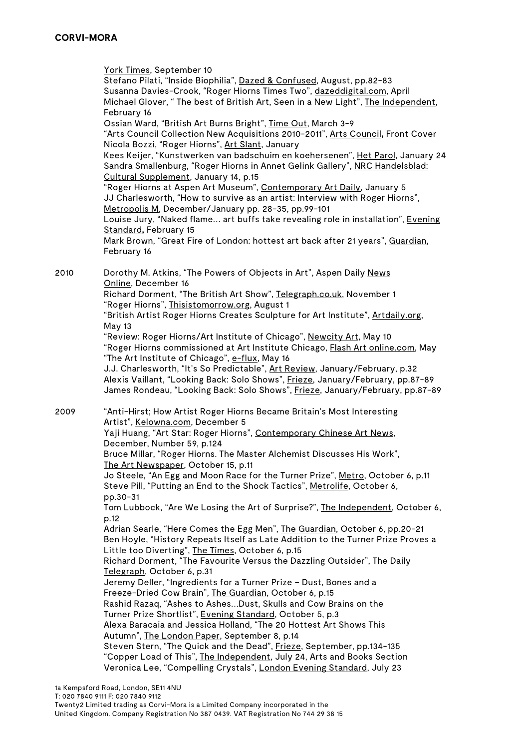York Times, September 10
Stefano Pilati, "Inside Biophilia", Dazed & Confused, August, pp.82-83
Susanna Davies-Crook, "Roger Hiorns Times Two", dazeddigital.com, April
Michael Glover, " The best of British Art, Seen in a New Light", The Independent, February 16
Ossian Ward, "British Art Burns Bright", Time Out, March 3-9
"Arts Council Collection New Acquisitions 2010-2011", Arts Council**,** Front Cover
Nicola Bozzi, "Roger Hiorns", Art Slant, January
Kees Keijer, "Kunstwerken van badschuim en koehersenen", Het Parol, January 24
Sandra Smallenburg, "Roger Hiorns in Annet Gelink Gallery", NRC Handelsblad: Cultural Supplement, January 14, p.15
"Roger Hiorns at Aspen Art Museum", Contemporary Art Daily, January 5
JJ Charlesworth, "How to survive as an artist: Interview with Roger Hiorns", Metropolis M, December/January pp. 28-35, pp.99-101
Louise Jury, "Naked flame... art buffs take revealing role in installation", Evening Standard**,** February 15
Mark Brown, "Great Fire of London: hottest art back after 21 years", Guardian, February 16

2010
Dorothy M. Atkins, "The Powers of Objects in Art", Aspen Daily News Online, December 16
Richard Dorment, "The British Art Show", Telegraph.co.uk, November 1
"Roger Hiorns", Thisistomorrow.org, August 1
"British Artist Roger Hiorns Creates Sculpture for Art Institute", Artdaily.org, May 13
"Review: Roger Hiorns/Art Institute of Chicago", Newcity Art, May 10
"Roger Hiorns commissioned at Art Institute Chicago, Flash Art online.com, May
"The Art Institute of Chicago", e-flux, May 16
J.J. Charlesworth, "It's So Predictable", Art Review, January/February, p.32
Alexis Vaillant, "Looking Back: Solo Shows", Frieze, January/February, pp.87-89
James Rondeau, "Looking Back: Solo Shows", Frieze, January/February, pp.87-89

2009
"Anti-Hirst; How Artist Roger Hiorns Became Britain's Most Interesting Artist", Kelowna.com, December 5
Yaji Huang, "Art Star: Roger Hiorns", Contemporary Chinese Art News, December, Number 59, p.124
Bruce Millar, "Roger Hiorns. The Master Alchemist Discusses His Work", The Art Newspaper, October 15, p.11
Jo Steele, "An Egg and Moon Race for the Turner Prize", Metro, October 6, p.11
Steve Pill, "Putting an End to the Shock Tactics", Metrolife, October 6, pp.30-31
Tom Lubbock, "Are We Losing the Art of Surprise?", The Independent, October 6, p.12
Adrian Searle, "Here Comes the Egg Men", The Guardian, October 6, pp.20-21
Ben Hoyle, "History Repeats Itself as Late Addition to the Turner Prize Proves a Little too Diverting", The Times, October 6, p.15
Richard Dorment, "The Favourite Versus the Dazzling Outsider", The Daily Telegraph, October 6, p.31
Jeremy Deller, "Ingredients for a Turner Prize – Dust, Bones and a Freeze-Dried Cow Brain", The Guardian, October 6, p.15
Rashid Razaq, "Ashes to Ashes...Dust, Skulls and Cow Brains on the Turner Prize Shortlist", Evening Standard, October 5, p.3
Alexa Baracaia and Jessica Holland, "The 20 Hottest Art Shows This Autumn", The London Paper, September 8, p.14
Steven Stern, "The Quick and the Dead", Frieze, September, pp.134-135
"Copper Load of This", The Independent, July 24, Arts and Books Section
Veronica Lee, "Compelling Crystals", London Evening Standard, July 23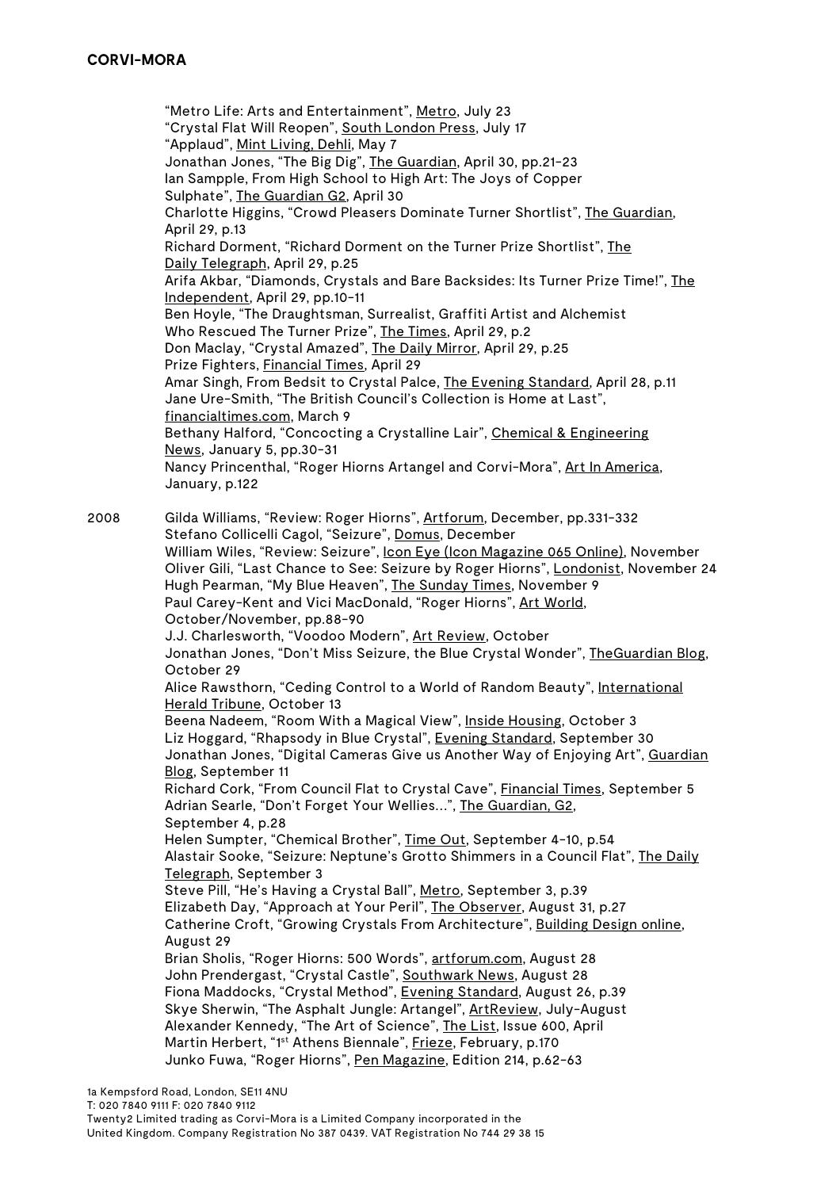"Metro Life: Arts and Entertainment", Metro, July 23
"Crystal Flat Will Reopen", South London Press, July 17
"Applaud", Mint Living, Dehli, May 7
Jonathan Jones, "The Big Dig", The Guardian, April 30, pp.21-23
Ian Sampple, From High School to High Art: The Joys of Copper Sulphate", The Guardian G2, April 30
Charlotte Higgins, "Crowd Pleasers Dominate Turner Shortlist", The Guardian, April 29, p.13
Richard Dorment, "Richard Dorment on the Turner Prize Shortlist", The Daily Telegraph, April 29, p.25
Arifa Akbar, "Diamonds, Crystals and Bare Backsides: Its Turner Prize Time!", The Independent, April 29, pp.10-11
Ben Hoyle, "The Draughtsman, Surrealist, Graffiti Artist and Alchemist Who Rescued The Turner Prize", The Times, April 29, p.2
Don Maclay, "Crystal Amazed", The Daily Mirror, April 29, p.25
Prize Fighters, Financial Times, April 29
Amar Singh, From Bedsit to Crystal Palce, The Evening Standard, April 28, p.11
Jane Ure-Smith, "The British Council's Collection is Home at Last", financialtimes.com, March 9
Bethany Halford, "Concocting a Crystalline Lair", Chemical & Engineering News, January 5, pp.30-31
Nancy Princenthal, "Roger Hiorns Artangel and Corvi-Mora", Art In America, January, p.122

2008 Gilda Williams, "Review: Roger Hiorns", Artforum, December, pp.331-332
Stefano Collicelli Cagol, "Seizure", Domus, December
William Wiles, "Review: Seizure", Icon Eye (Icon Magazine 065 Online), November
Oliver Gili, "Last Chance to See: Seizure by Roger Hiorns", Londonist, November 24
Hugh Pearman, "My Blue Heaven", The Sunday Times, November 9
Paul Carey-Kent and Vici MacDonald, "Roger Hiorns", Art World, October/November, pp.88-90
J.J. Charlesworth, "Voodoo Modern", Art Review, October
Jonathan Jones, "Don't Miss Seizure, the Blue Crystal Wonder", TheGuardian Blog, October 29
Alice Rawsthorn, "Ceding Control to a World of Random Beauty", International Herald Tribune, October 13
Beena Nadeem, "Room With a Magical View", Inside Housing, October 3
Liz Hoggard, "Rhapsody in Blue Crystal", Evening Standard, September 30
Jonathan Jones, "Digital Cameras Give us Another Way of Enjoying Art", Guardian Blog, September 11
Richard Cork, "From Council Flat to Crystal Cave", Financial Times, September 5
Adrian Searle, "Don't Forget Your Wellies…", The Guardian, G2, September 4, p.28
Helen Sumpter, "Chemical Brother", Time Out, September 4-10, p.54
Alastair Sooke, "Seizure: Neptune's Grotto Shimmers in a Council Flat", The Daily Telegraph, September 3
Steve Pill, "He's Having a Crystal Ball", Metro, September 3, p.39
Elizabeth Day, "Approach at Your Peril", The Observer, August 31, p.27
Catherine Croft, "Growing Crystals From Architecture", Building Design online, August 29
Brian Sholis, "Roger Hiorns: 500 Words", artforum.com, August 28
John Prendergast, "Crystal Castle", Southwark News, August 28
Fiona Maddocks, "Crystal Method", Evening Standard, August 26, p.39
Skye Sherwin, "The Asphalt Jungle: Artangel", ArtReview, July-August
Alexander Kennedy, "The Art of Science", The List, Issue 600, April
Martin Herbert, "1st Athens Biennale", Frieze, February, p.170
Junko Fuwa, "Roger Hiorns", Pen Magazine, Edition 214, p.62-63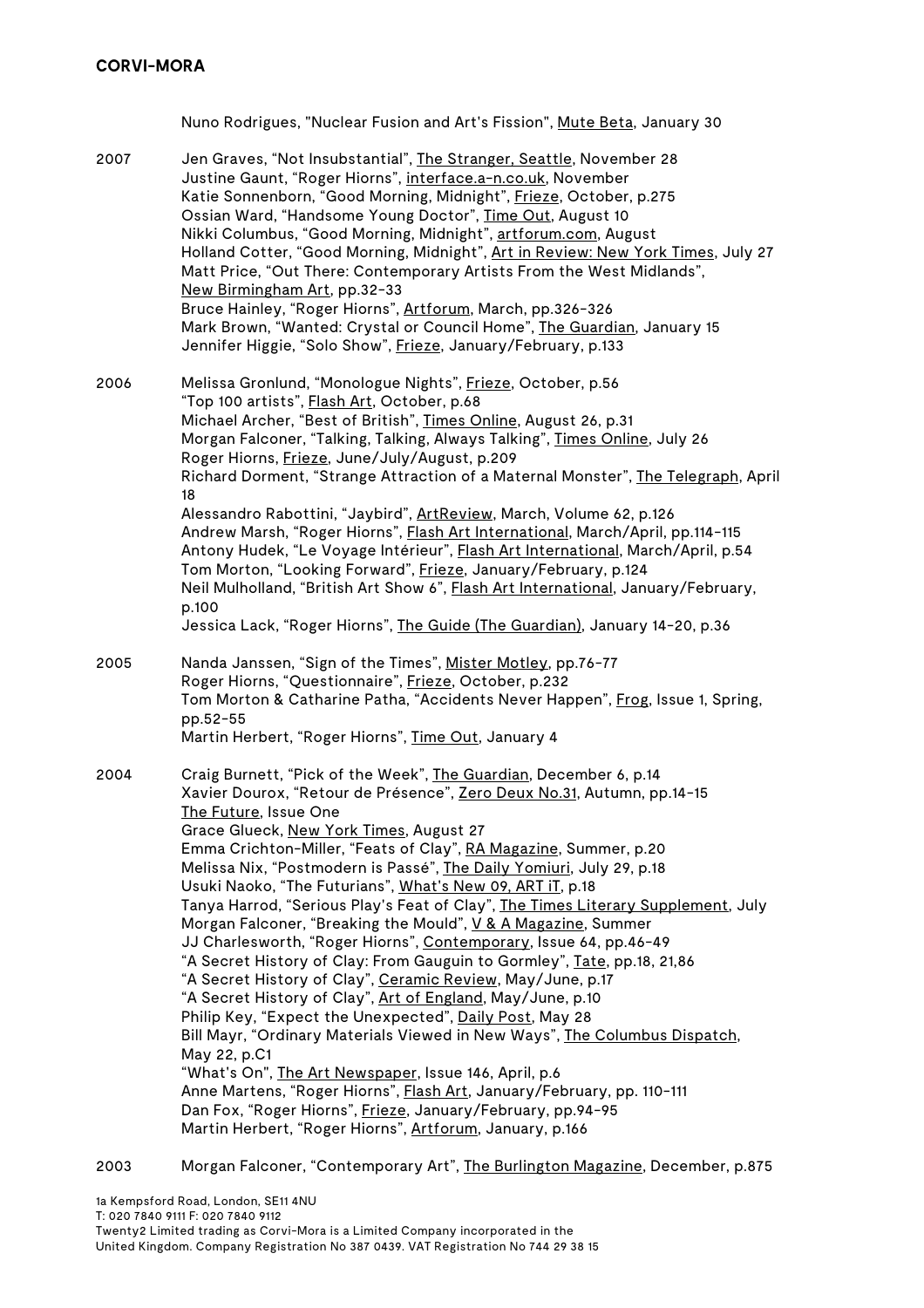Nuno Rodrigues, "Nuclear Fusion and Art's Fission", Mute Beta, January 30

**2007**

Jen Graves, "Not Insubstantial", The Stranger, Seattle, November 28
Justine Gaunt, "Roger Hiorns", interface.a-n.co.uk, November
Katie Sonnenborn, "Good Morning, Midnight", Frieze, October, p.275
Ossian Ward, "Handsome Young Doctor", Time Out, August 10
Nikki Columbus, "Good Morning, Midnight", artforum.com, August
Holland Cotter, "Good Morning, Midnight", Art in Review: New York Times, July 27
Matt Price, "Out There: Contemporary Artists From the West Midlands", New Birmingham Art, pp.32-33
Bruce Hainley, "Roger Hiorns", Artforum, March, pp.326-326
Mark Brown, "Wanted: Crystal or Council Home", The Guardian, January 15
Jennifer Higgie, "Solo Show", Frieze, January/February, p.133

**2006**

Melissa Gronlund, "Monologue Nights", Frieze, October, p.56
"Top 100 artists", Flash Art, October, p.68
Michael Archer, "Best of British", Times Online, August 26, p.31
Morgan Falconer, "Talking, Talking, Always Talking", Times Online, July 26
Roger Hiorns, Frieze, June/July/August, p.209
Richard Dorment, "Strange Attraction of a Maternal Monster", The Telegraph, April 18
Alessandro Rabottini, "Jaybird", ArtReview, March, Volume 62, p.126
Andrew Marsh, "Roger Hiorns", Flash Art International, March/April, pp.114-115
Antony Hudek, "Le Voyage Intérieur", Flash Art International, March/April, p.54
Tom Morton, "Looking Forward", Frieze, January/February, p.124
Neil Mulholland, "British Art Show 6", Flash Art International, January/February, p.100
Jessica Lack, "Roger Hiorns", The Guide (The Guardian), January 14-20, p.36

**2005**

Nanda Janssen, "Sign of the Times", Mister Motley, pp.76-77
Roger Hiorns, "Questionnaire", Frieze, October, p.232
Tom Morton & Catharine Patha, "Accidents Never Happen", Frog, Issue 1, Spring, pp.52-55
Martin Herbert, "Roger Hiorns", Time Out, January 4

**2004**

Craig Burnett, "Pick of the Week", The Guardian, December 6, p.14
Xavier Dourox, "Retour de Présence", Zero Deux No.31, Autumn, pp.14-15
The Future, Issue One
Grace Glueck, New York Times, August 27
Emma Crichton-Miller, "Feats of Clay", RA Magazine, Summer, p.20
Melissa Nix, "Postmodern is Passé", The Daily Yomiuri, July 29, p.18
Usuki Naoko, "The Futurians", What's New 09, ART iT, p.18
Tanya Harrod, "Serious Play's Feat of Clay", The Times Literary Supplement, July
Morgan Falconer, "Breaking the Mould", V & A Magazine, Summer
JJ Charlesworth, "Roger Hiorns", Contemporary, Issue 64, pp.46-49
"A Secret History of Clay: From Gauguin to Gormley", Tate, pp.18, 21,86
"A Secret History of Clay", Ceramic Review, May/June, p.17
"A Secret History of Clay", Art of England, May/June, p.10
Philip Key, "Expect the Unexpected", Daily Post, May 28
Bill Mayr, "Ordinary Materials Viewed in New Ways", The Columbus Dispatch, May 22, p.C1
"What's On", The Art Newspaper, Issue 146, April, p.6
Anne Martens, "Roger Hiorns", Flash Art, January/February, pp. 110-111
Dan Fox, "Roger Hiorns", Frieze, January/February, pp.94-95
Martin Herbert, "Roger Hiorns", Artforum, January, p.166

**2003**

Morgan Falconer, "Contemporary Art", The Burlington Magazine, December, p.875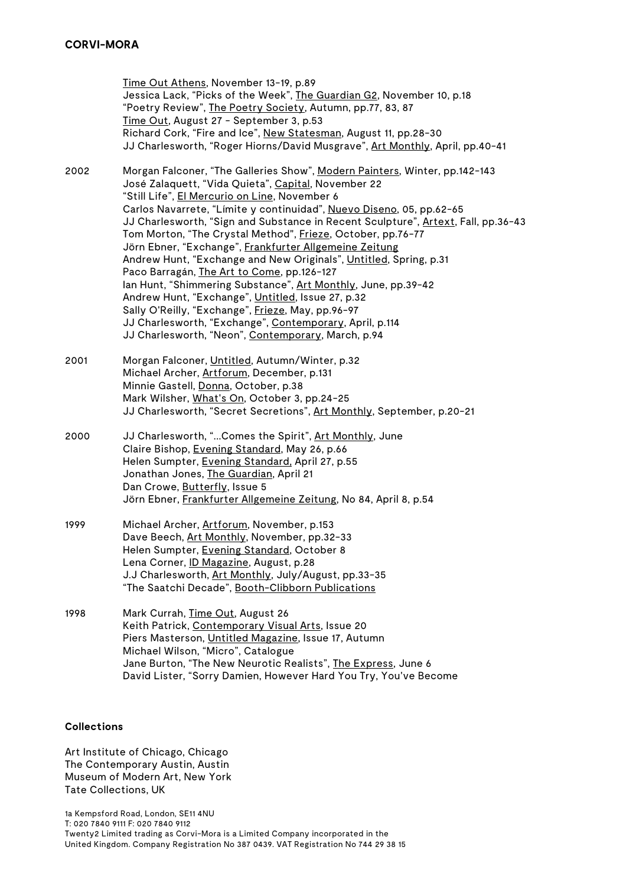Time Out Athens, November 13-19, p.89
Jessica Lack, "Picks of the Week", The Guardian G2, November 10, p.18
"Poetry Review", The Poetry Society, Autumn, pp.77, 83, 87
Time Out, August 27 - September 3, p.53
Richard Cork, "Fire and Ice", New Statesman, August 11, pp.28-30
JJ Charlesworth, "Roger Hiorns/David Musgrave", Art Monthly, April, pp.40-41

2002
Morgan Falconer, "The Galleries Show", Modern Painters, Winter, pp.142-143
José Zalaquett, "Vida Quieta", Capital, November 22
"Still Life", El Mercurio on Line, November 6
Carlos Navarrete, "Límite y continuidad", Nuevo Diseno, 05, pp.62-65
JJ Charlesworth, "Sign and Substance in Recent Sculpture", Artext, Fall, pp.36-43
Tom Morton, "The Crystal Method", Frieze, October, pp.76-77
Jörn Ebner, "Exchange", Frankfurter Allgemeine Zeitung
Andrew Hunt, "Exchange and New Originals", Untitled, Spring, p.31
Paco Barragán, The Art to Come, pp.126-127
Ian Hunt, "Shimmering Substance", Art Monthly, June, pp.39-42
Andrew Hunt, "Exchange", Untitled, Issue 27, p.32
Sally O'Reilly, "Exchange", Frieze, May, pp.96-97
JJ Charlesworth, "Exchange", Contemporary, April, p.114
JJ Charlesworth, "Neon", Contemporary, March, p.94

2001
Morgan Falconer, Untitled, Autumn/Winter, p.32
Michael Archer, Artforum, December, p.131
Minnie Gastell, Donna, October, p.38
Mark Wilsher, What's On, October 3, pp.24-25
JJ Charlesworth, "Secret Secretions", Art Monthly, September, p.20-21

2000
JJ Charlesworth, "...Comes the Spirit", Art Monthly, June
Claire Bishop, Evening Standard, May 26, p.66
Helen Sumpter, Evening Standard, April 27, p.55
Jonathan Jones, The Guardian, April 21
Dan Crowe, Butterfly, Issue 5
Jörn Ebner, Frankfurter Allgemeine Zeitung, No 84, April 8, p.54

1999
Michael Archer, Artforum, November, p.153
Dave Beech, Art Monthly, November, pp.32-33
Helen Sumpter, Evening Standard, October 8
Lena Corner, ID Magazine, August, p.28
J.J Charlesworth, Art Monthly, July/August, pp.33-35
"The Saatchi Decade", Booth-Clibborn Publications

1998
Mark Currah, Time Out, August 26
Keith Patrick, Contemporary Visual Arts, Issue 20
Piers Masterson, Untitled Magazine, Issue 17, Autumn
Michael Wilson, "Micro", Catalogue
Jane Burton, "The New Neurotic Realists", The Express, June 6
David Lister, "Sorry Damien, However Hard You Try, You've Become

**Collections**

Art Institute of Chicago, Chicago
The Contemporary Austin, Austin
Museum of Modern Art, New York
Tate Collections, UK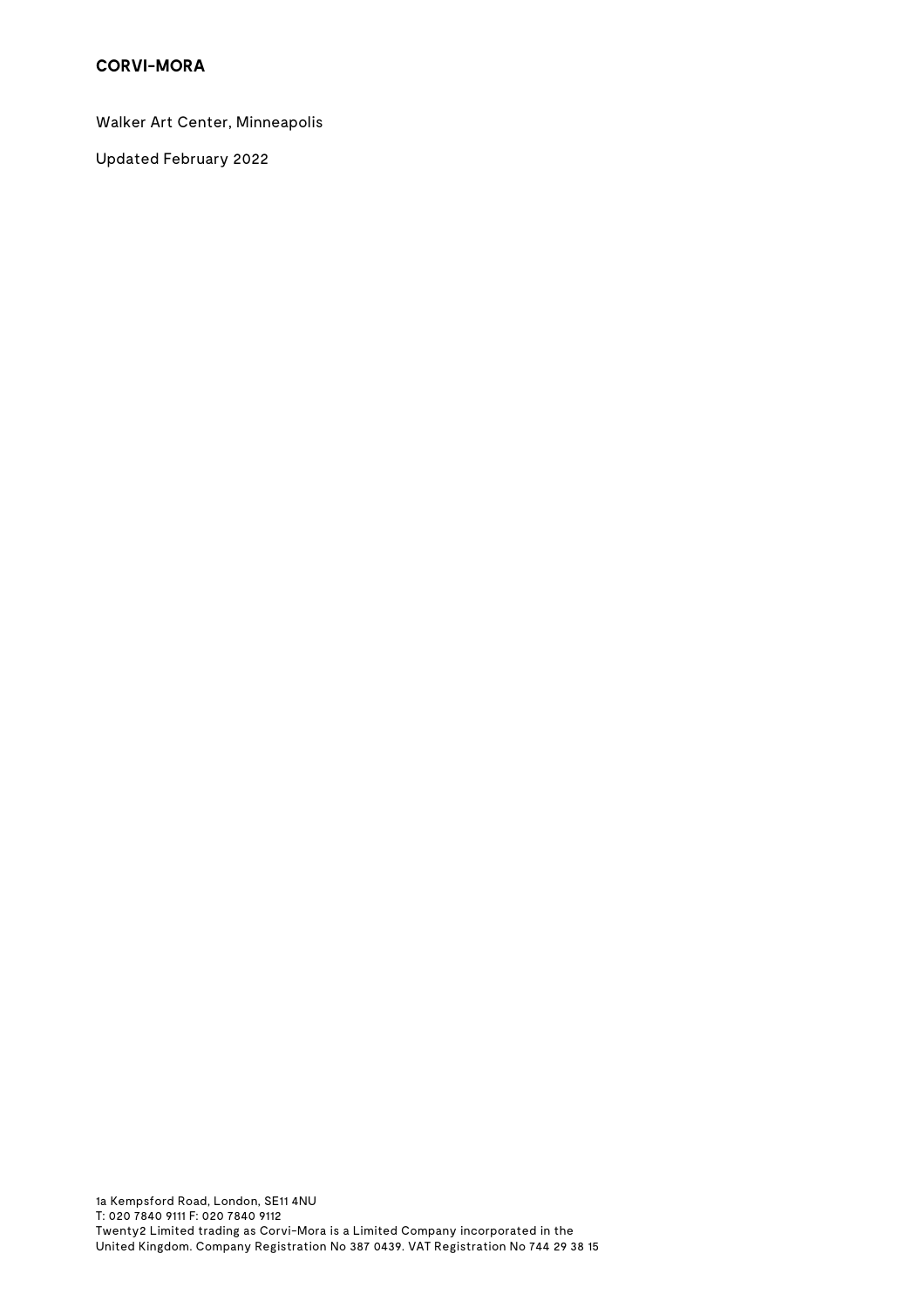Walker Art Center, Minneapolis

Updated February 2022